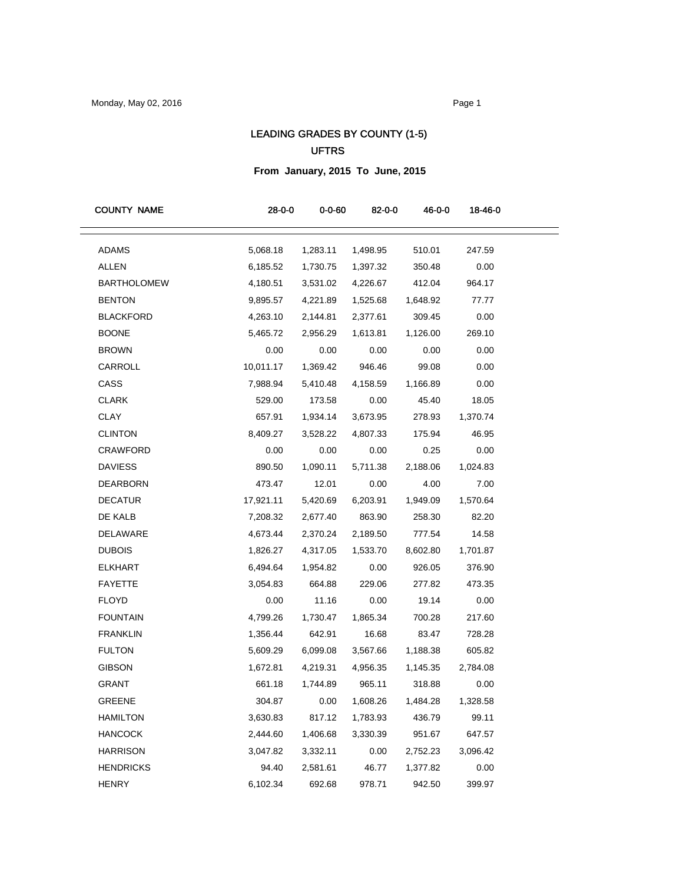# LEADING GRADES BY COUNTY (1-5)

## UFTRS

**From January, 2015 To June, 2015**

| COUNTY NAME | 28-0-0 | 0-0-60 | 82-0-0 | 46-0-0 | 18-46-0 |
|---|---|---|---|---|---|
| ADAMS | 5,068.18 | 1,283.11 | 1,498.95 | 510.01 | 247.59 |
| ALLEN | 6,185.52 | 1,730.75 | 1,397.32 | 350.48 | 0.00 |
| BARTHOLOMEW | 4,180.51 | 3,531.02 | 4,226.67 | 412.04 | 964.17 |
| BENTON | 9,895.57 | 4,221.89 | 1,525.68 | 1,648.92 | 77.77 |
| BLACKFORD | 4,263.10 | 2,144.81 | 2,377.61 | 309.45 | 0.00 |
| BOONE | 5,465.72 | 2,956.29 | 1,613.81 | 1,126.00 | 269.10 |
| BROWN | 0.00 | 0.00 | 0.00 | 0.00 | 0.00 |
| CARROLL | 10,011.17 | 1,369.42 | 946.46 | 99.08 | 0.00 |
| CASS | 7,988.94 | 5,410.48 | 4,158.59 | 1,166.89 | 0.00 |
| CLARK | 529.00 | 173.58 | 0.00 | 45.40 | 18.05 |
| CLAY | 657.91 | 1,934.14 | 3,673.95 | 278.93 | 1,370.74 |
| CLINTON | 8,409.27 | 3,528.22 | 4,807.33 | 175.94 | 46.95 |
| CRAWFORD | 0.00 | 0.00 | 0.00 | 0.25 | 0.00 |
| DAVIESS | 890.50 | 1,090.11 | 5,711.38 | 2,188.06 | 1,024.83 |
| DEARBORN | 473.47 | 12.01 | 0.00 | 4.00 | 7.00 |
| DECATUR | 17,921.11 | 5,420.69 | 6,203.91 | 1,949.09 | 1,570.64 |
| DE KALB | 7,208.32 | 2,677.40 | 863.90 | 258.30 | 82.20 |
| DELAWARE | 4,673.44 | 2,370.24 | 2,189.50 | 777.54 | 14.58 |
| DUBOIS | 1,826.27 | 4,317.05 | 1,533.70 | 8,602.80 | 1,701.87 |
| ELKHART | 6,494.64 | 1,954.82 | 0.00 | 926.05 | 376.90 |
| FAYETTE | 3,054.83 | 664.88 | 229.06 | 277.82 | 473.35 |
| FLOYD | 0.00 | 11.16 | 0.00 | 19.14 | 0.00 |
| FOUNTAIN | 4,799.26 | 1,730.47 | 1,865.34 | 700.28 | 217.60 |
| FRANKLIN | 1,356.44 | 642.91 | 16.68 | 83.47 | 728.28 |
| FULTON | 5,609.29 | 6,099.08 | 3,567.66 | 1,188.38 | 605.82 |
| GIBSON | 1,672.81 | 4,219.31 | 4,956.35 | 1,145.35 | 2,784.08 |
| GRANT | 661.18 | 1,744.89 | 965.11 | 318.88 | 0.00 |
| GREENE | 304.87 | 0.00 | 1,608.26 | 1,484.28 | 1,328.58 |
| HAMILTON | 3,630.83 | 817.12 | 1,783.93 | 436.79 | 99.11 |
| HANCOCK | 2,444.60 | 1,406.68 | 3,330.39 | 951.67 | 647.57 |
| HARRISON | 3,047.82 | 3,332.11 | 0.00 | 2,752.23 | 3,096.42 |
| HENDRICKS | 94.40 | 2,581.61 | 46.77 | 1,377.82 | 0.00 |
| HENRY | 6,102.34 | 692.68 | 978.71 | 942.50 | 399.97 |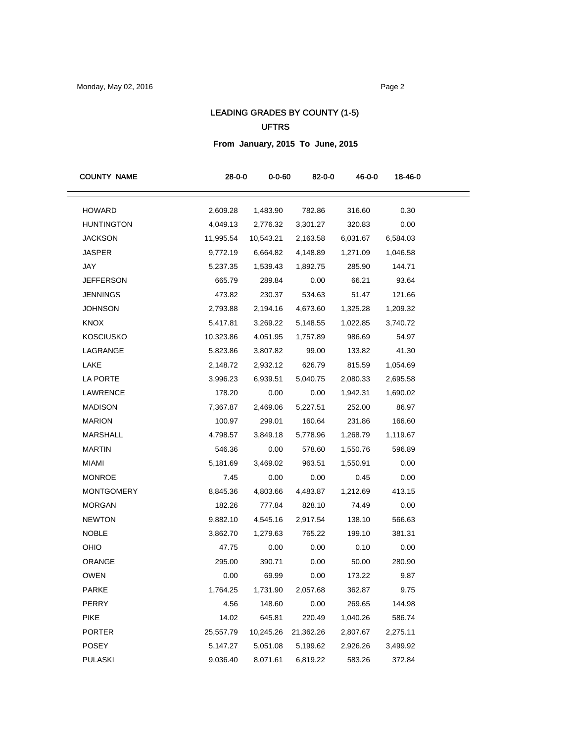# LEADING GRADES BY COUNTY (1-5)

## UFTRS

**From January, 2015 To June, 2015**

| COUNTY NAME | 28-0-0 | 0-0-60 | 82-0-0 | 46-0-0 | 18-46-0 |
|---|---|---|---|---|---|
| HOWARD | 2,609.28 | 1,483.90 | 782.86 | 316.60 | 0.30 |
| HUNTINGTON | 4,049.13 | 2,776.32 | 3,301.27 | 320.83 | 0.00 |
| JACKSON | 11,995.54 | 10,543.21 | 2,163.58 | 6,031.67 | 6,584.03 |
| JASPER | 9,772.19 | 6,664.82 | 4,148.89 | 1,271.09 | 1,046.58 |
| JAY | 5,237.35 | 1,539.43 | 1,892.75 | 285.90 | 144.71 |
| JEFFERSON | 665.79 | 289.84 | 0.00 | 66.21 | 93.64 |
| JENNINGS | 473.82 | 230.37 | 534.63 | 51.47 | 121.66 |
| JOHNSON | 2,793.88 | 2,194.16 | 4,673.60 | 1,325.28 | 1,209.32 |
| KNOX | 5,417.81 | 3,269.22 | 5,148.55 | 1,022.85 | 3,740.72 |
| KOSCIUSKO | 10,323.86 | 4,051.95 | 1,757.89 | 986.69 | 54.97 |
| LAGRANGE | 5,823.86 | 3,807.82 | 99.00 | 133.82 | 41.30 |
| LAKE | 2,148.72 | 2,932.12 | 626.79 | 815.59 | 1,054.69 |
| LA PORTE | 3,996.23 | 6,939.51 | 5,040.75 | 2,080.33 | 2,695.58 |
| LAWRENCE | 178.20 | 0.00 | 0.00 | 1,942.31 | 1,690.02 |
| MADISON | 7,367.87 | 2,469.06 | 5,227.51 | 252.00 | 86.97 |
| MARION | 100.97 | 299.01 | 160.64 | 231.86 | 166.60 |
| MARSHALL | 4,798.57 | 3,849.18 | 5,778.96 | 1,268.79 | 1,119.67 |
| MARTIN | 546.36 | 0.00 | 578.60 | 1,550.76 | 596.89 |
| MIAMI | 5,181.69 | 3,469.02 | 963.51 | 1,550.91 | 0.00 |
| MONROE | 7.45 | 0.00 | 0.00 | 0.45 | 0.00 |
| MONTGOMERY | 8,845.36 | 4,803.66 | 4,483.87 | 1,212.69 | 413.15 |
| MORGAN | 182.26 | 777.84 | 828.10 | 74.49 | 0.00 |
| NEWTON | 9,882.10 | 4,545.16 | 2,917.54 | 138.10 | 566.63 |
| NOBLE | 3,862.70 | 1,279.63 | 765.22 | 199.10 | 381.31 |
| OHIO | 47.75 | 0.00 | 0.00 | 0.10 | 0.00 |
| ORANGE | 295.00 | 390.71 | 0.00 | 50.00 | 280.90 |
| OWEN | 0.00 | 69.99 | 0.00 | 173.22 | 9.87 |
| PARKE | 1,764.25 | 1,731.90 | 2,057.68 | 362.87 | 9.75 |
| PERRY | 4.56 | 148.60 | 0.00 | 269.65 | 144.98 |
| PIKE | 14.02 | 645.81 | 220.49 | 1,040.26 | 586.74 |
| PORTER | 25,557.79 | 10,245.26 | 21,362.26 | 2,807.67 | 2,275.11 |
| POSEY | 5,147.27 | 5,051.08 | 5,199.62 | 2,926.26 | 3,499.92 |
| PULASKI | 9,036.40 | 8,071.61 | 6,819.22 | 583.26 | 372.84 |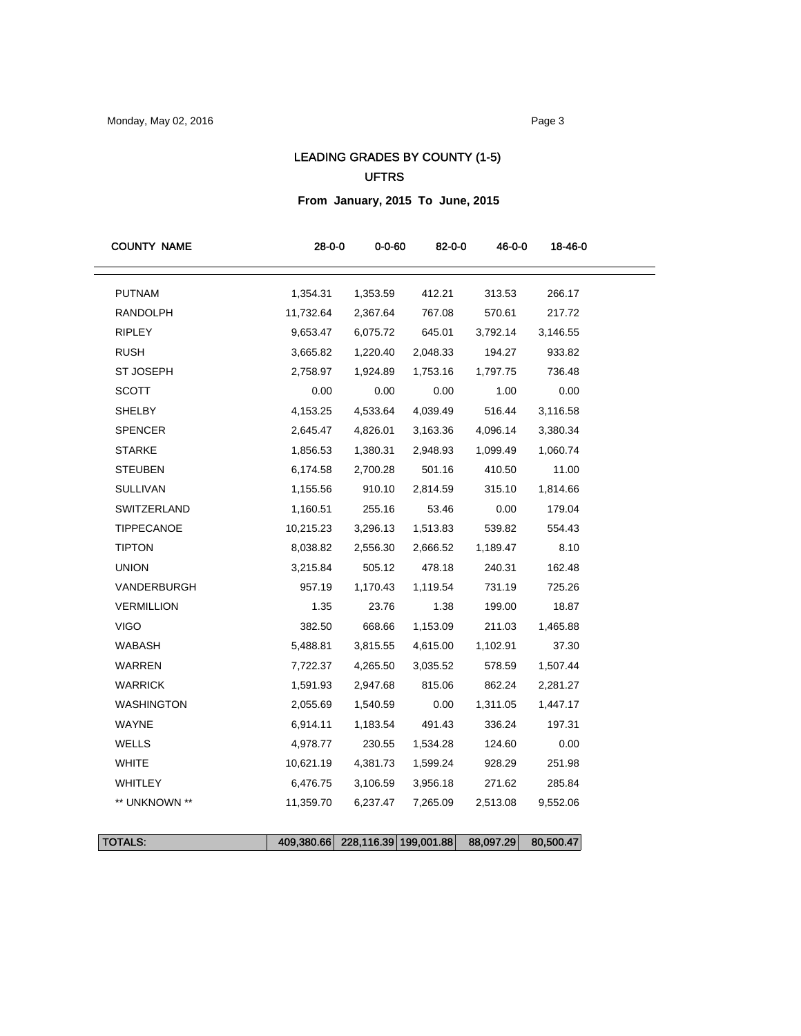## LEADING GRADES BY COUNTY (1-5)

## UFTRS

**From January, 2015 To June, 2015**

| COUNTY NAME | 28-0-0 | 0-0-60 | 82-0-0 | 46-0-0 | 18-46-0 |
|---|---|---|---|---|---|
| PUTNAM | 1,354.31 | 1,353.59 | 412.21 | 313.53 | 266.17 |
| RANDOLPH | 11,732.64 | 2,367.64 | 767.08 | 570.61 | 217.72 |
| RIPLEY | 9,653.47 | 6,075.72 | 645.01 | 3,792.14 | 3,146.55 |
| RUSH | 3,665.82 | 1,220.40 | 2,048.33 | 194.27 | 933.82 |
| ST JOSEPH | 2,758.97 | 1,924.89 | 1,753.16 | 1,797.75 | 736.48 |
| SCOTT | 0.00 | 0.00 | 0.00 | 1.00 | 0.00 |
| SHELBY | 4,153.25 | 4,533.64 | 4,039.49 | 516.44 | 3,116.58 |
| SPENCER | 2,645.47 | 4,826.01 | 3,163.36 | 4,096.14 | 3,380.34 |
| STARKE | 1,856.53 | 1,380.31 | 2,948.93 | 1,099.49 | 1,060.74 |
| STEUBEN | 6,174.58 | 2,700.28 | 501.16 | 410.50 | 11.00 |
| SULLIVAN | 1,155.56 | 910.10 | 2,814.59 | 315.10 | 1,814.66 |
| SWITZERLAND | 1,160.51 | 255.16 | 53.46 | 0.00 | 179.04 |
| TIPPECANOE | 10,215.23 | 3,296.13 | 1,513.83 | 539.82 | 554.43 |
| TIPTON | 8,038.82 | 2,556.30 | 2,666.52 | 1,189.47 | 8.10 |
| UNION | 3,215.84 | 505.12 | 478.18 | 240.31 | 162.48 |
| VANDERBURGH | 957.19 | 1,170.43 | 1,119.54 | 731.19 | 725.26 |
| VERMILLION | 1.35 | 23.76 | 1.38 | 199.00 | 18.87 |
| VIGO | 382.50 | 668.66 | 1,153.09 | 211.03 | 1,465.88 |
| WABASH | 5,488.81 | 3,815.55 | 4,615.00 | 1,102.91 | 37.30 |
| WARREN | 7,722.37 | 4,265.50 | 3,035.52 | 578.59 | 1,507.44 |
| WARRICK | 1,591.93 | 2,947.68 | 815.06 | 862.24 | 2,281.27 |
| WASHINGTON | 2,055.69 | 1,540.59 | 0.00 | 1,311.05 | 1,447.17 |
| WAYNE | 6,914.11 | 1,183.54 | 491.43 | 336.24 | 197.31 |
| WELLS | 4,978.77 | 230.55 | 1,534.28 | 124.60 | 0.00 |
| WHITE | 10,621.19 | 4,381.73 | 1,599.24 | 928.29 | 251.98 |
| WHITLEY | 6,476.75 | 3,106.59 | 3,956.18 | 271.62 | 285.84 |
| ** UNKNOWN ** | 11,359.70 | 6,237.47 | 7,265.09 | 2,513.08 | 9,552.06 |
| TOTALS: | 409,380.66 | 228,116.39 | 199,001.88 | 88,097.29 | 80,500.47 |